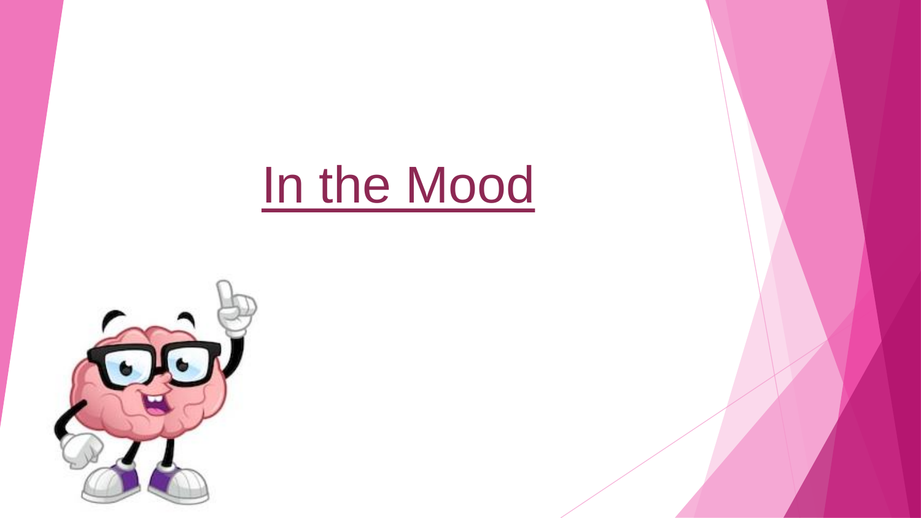# In the Mood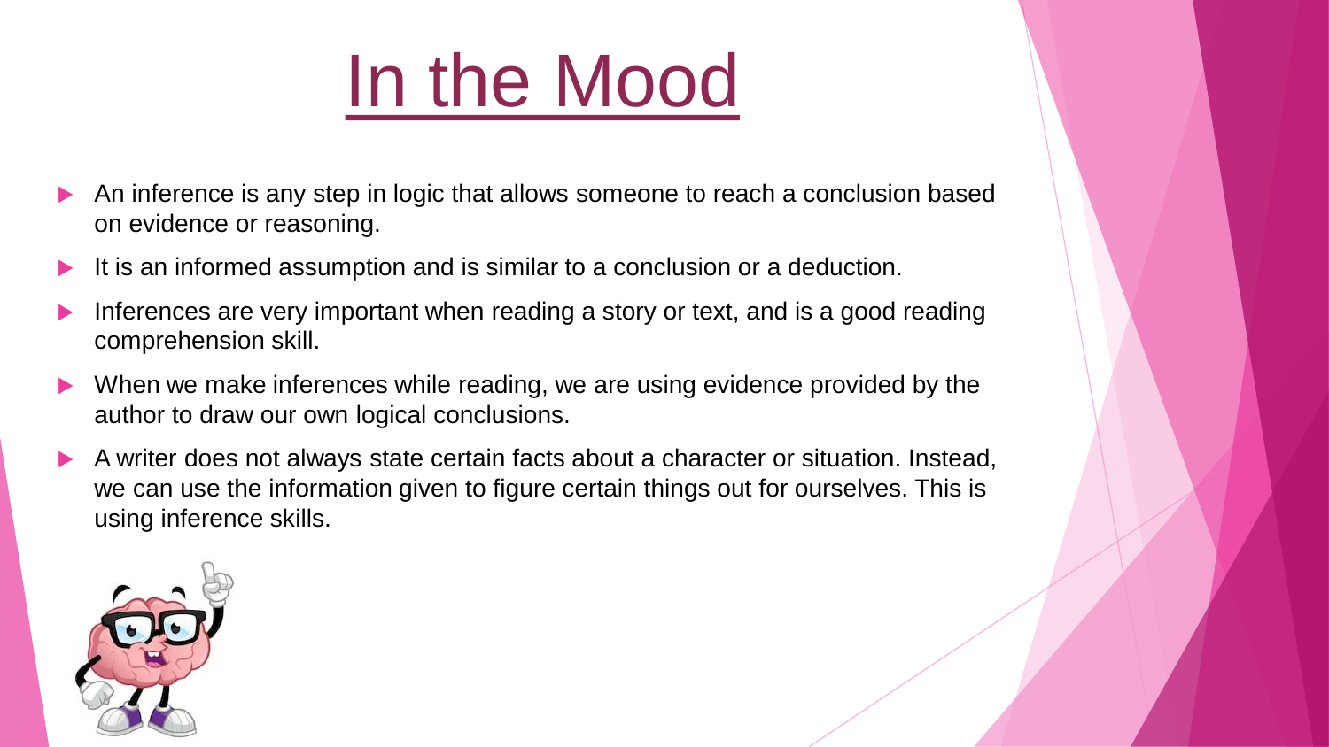# In the Mood

- An inference is any step in logic that allows someone to reach a conclusion based on evidence or reasoning.
- It is an informed assumption and is similar to a conclusion or a deduction.
- Inferences are very important when reading a story or text, and is a good reading comprehension skill.
- When we make inferences while reading, we are using evidence provided by the author to draw our own logical conclusions.
- A writer does not always state certain facts about a character or situation. Instead, we can use the information given to figure certain things out for ourselves. This is using inference skills.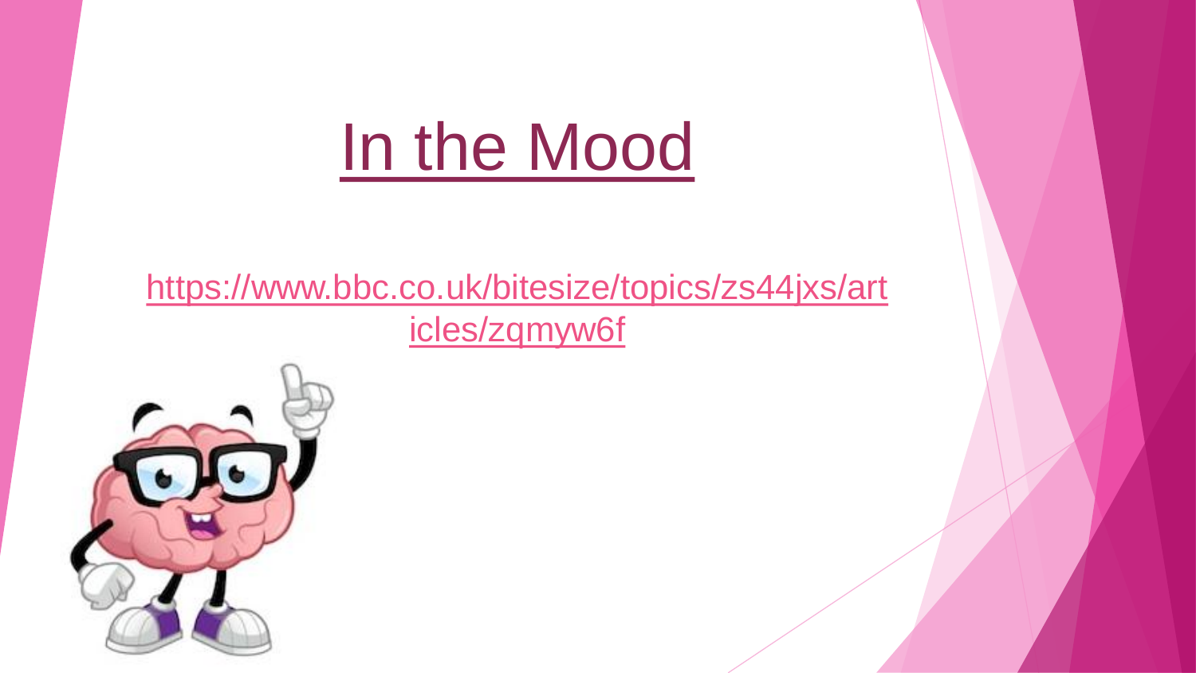# In the Mood

https://www.bbc.co.uk/bitesize/topics/zs44jxs/articles/zqmyw6f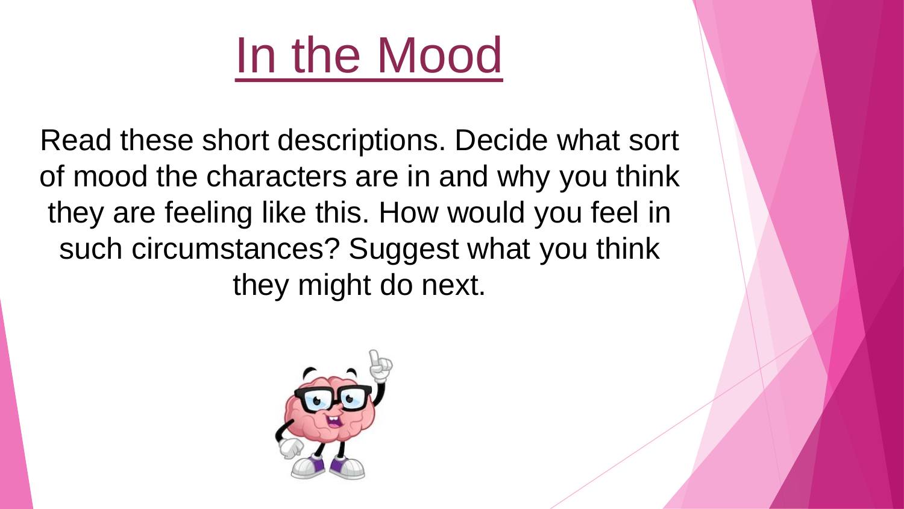# In the Mood

Read these short descriptions. Decide what sort of mood the characters are in and why you think they are feeling like this. How would you feel in such circumstances? Suggest what you think they might do next.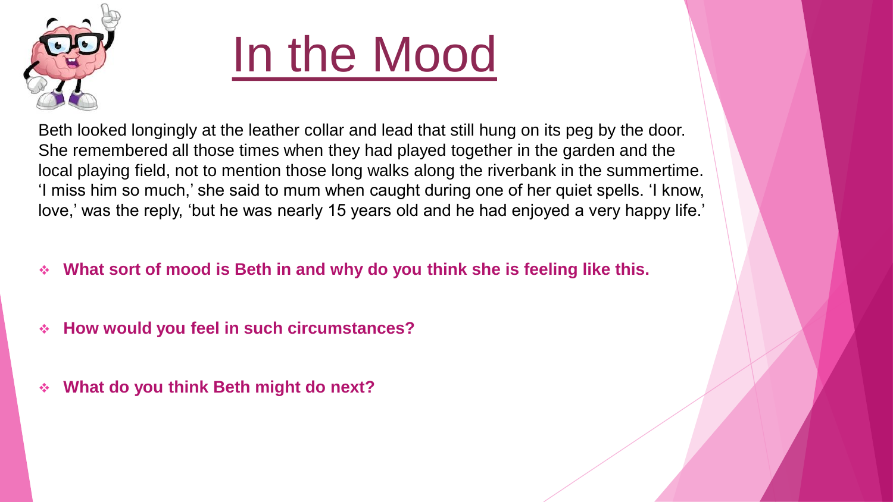# In the Mood

Beth looked longingly at the leather collar and lead that still hung on its peg by the door. She remembered all those times when they had played together in the garden and the local playing field, not to mention those long walks along the riverbank in the summertime. 'I miss him so much,' she said to mum when caught during one of her quiet spells. 'I know, love,' was the reply, 'but he was nearly 15 years old and he had enjoyed a very happy life.'

- **What sort of mood is Beth in and why do you think she is feeling like this.**
- **How would you feel in such circumstances?**
- **What do you think Beth might do next?**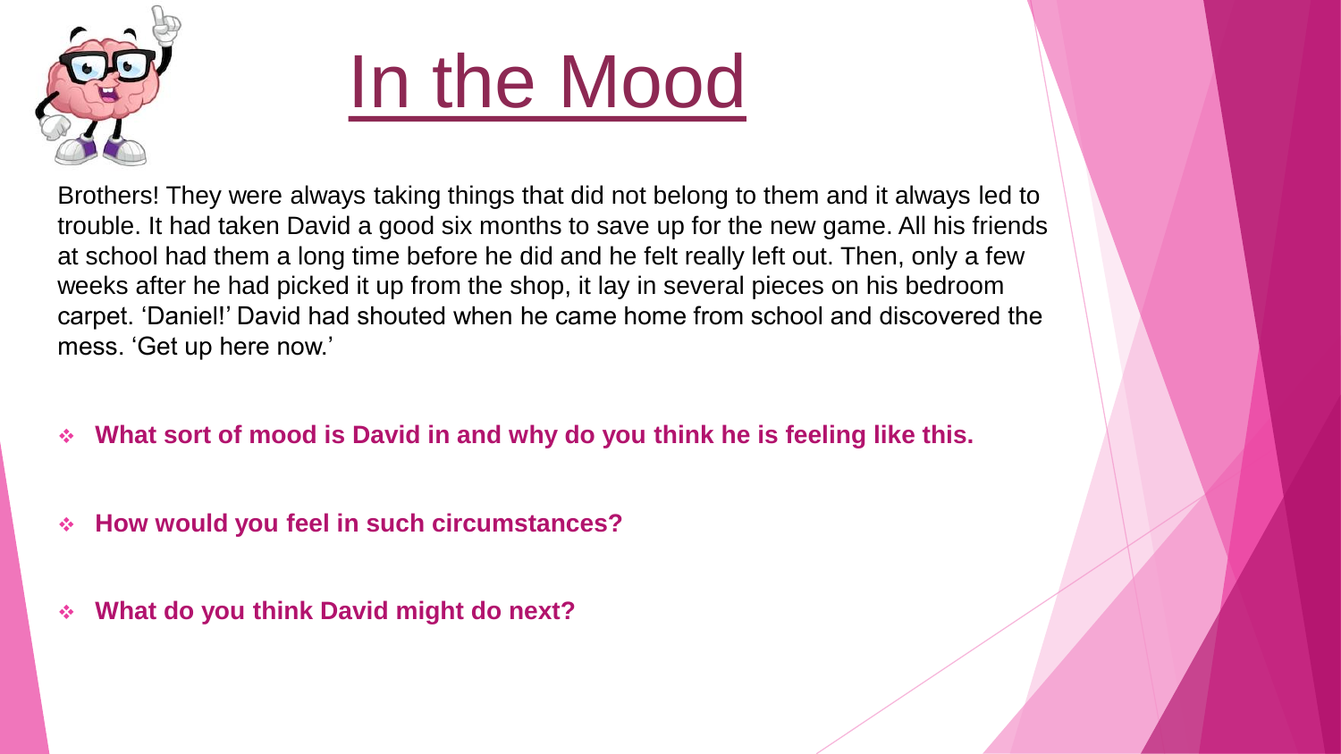# In the Mood

Brothers! They were always taking things that did not belong to them and it always led to trouble. It had taken David a good six months to save up for the new game. All his friends at school had them a long time before he did and he felt really left out. Then, only a few weeks after he had picked it up from the shop, it lay in several pieces on his bedroom carpet. 'Daniel!' David had shouted when he came home from school and discovered the mess. 'Get up here now.'

- **What sort of mood is David in and why do you think he is feeling like this.**
- **How would you feel in such circumstances?**
- **What do you think David might do next?**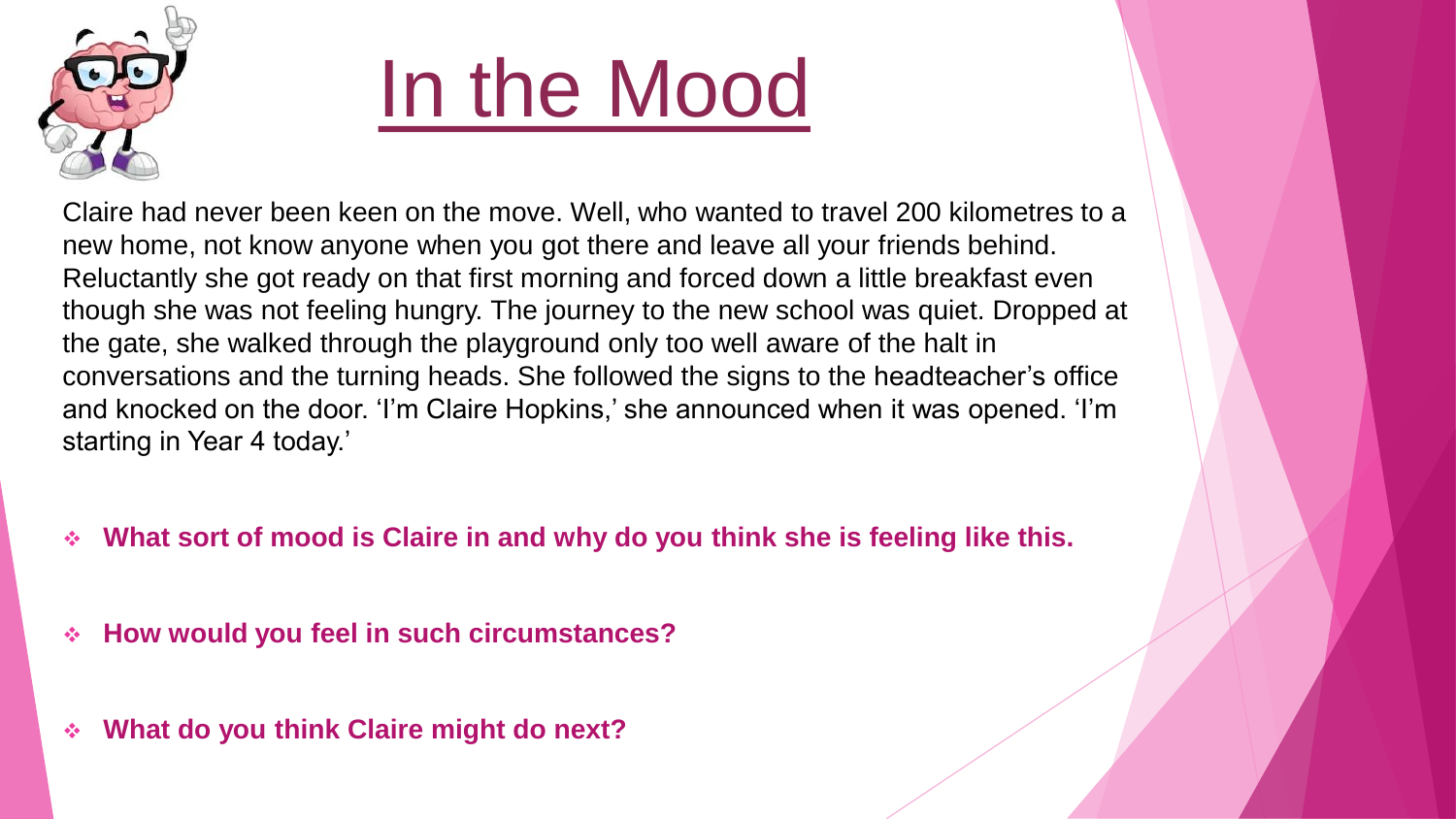# In the Mood

Claire had never been keen on the move. Well, who wanted to travel 200 kilometres to a new home, not know anyone when you got there and leave all your friends behind. Reluctantly she got ready on that first morning and forced down a little breakfast even though she was not feeling hungry. The journey to the new school was quiet. Dropped at the gate, she walked through the playground only too well aware of the halt in conversations and the turning heads. She followed the signs to the headteacher's office and knocked on the door. 'I'm Claire Hopkins,' she announced when it was opened. 'I'm starting in Year 4 today.'

- **What sort of mood is Claire in and why do you think she is feeling like this.**
- **How would you feel in such circumstances?**
- **What do you think Claire might do next?**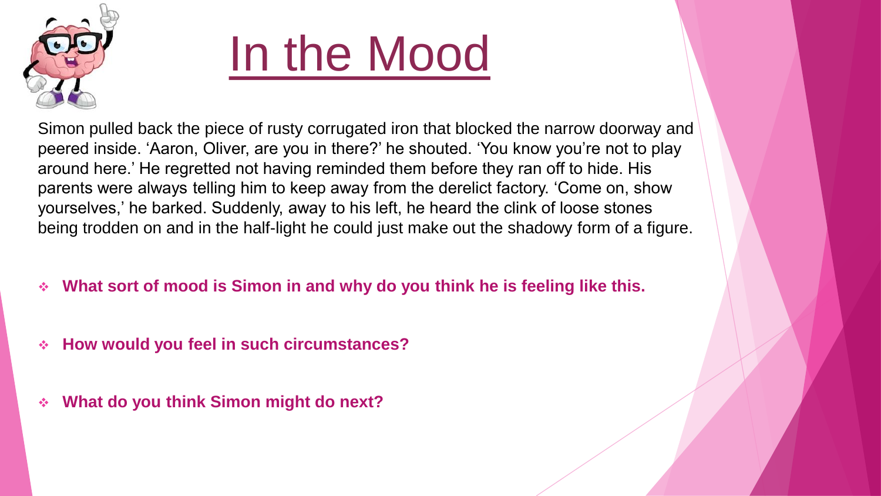# In the Mood

Simon pulled back the piece of rusty corrugated iron that blocked the narrow doorway and peered inside. 'Aaron, Oliver, are you in there?' he shouted. 'You know you're not to play around here.' He regretted not having reminded them before they ran off to hide. His parents were always telling him to keep away from the derelict factory. 'Come on, show yourselves,' he barked. Suddenly, away to his left, he heard the clink of loose stones being trodden on and in the half-light he could just make out the shadowy form of a figure.

- **What sort of mood is Simon in and why do you think he is feeling like this.**
- **How would you feel in such circumstances?**
- **What do you think Simon might do next?**